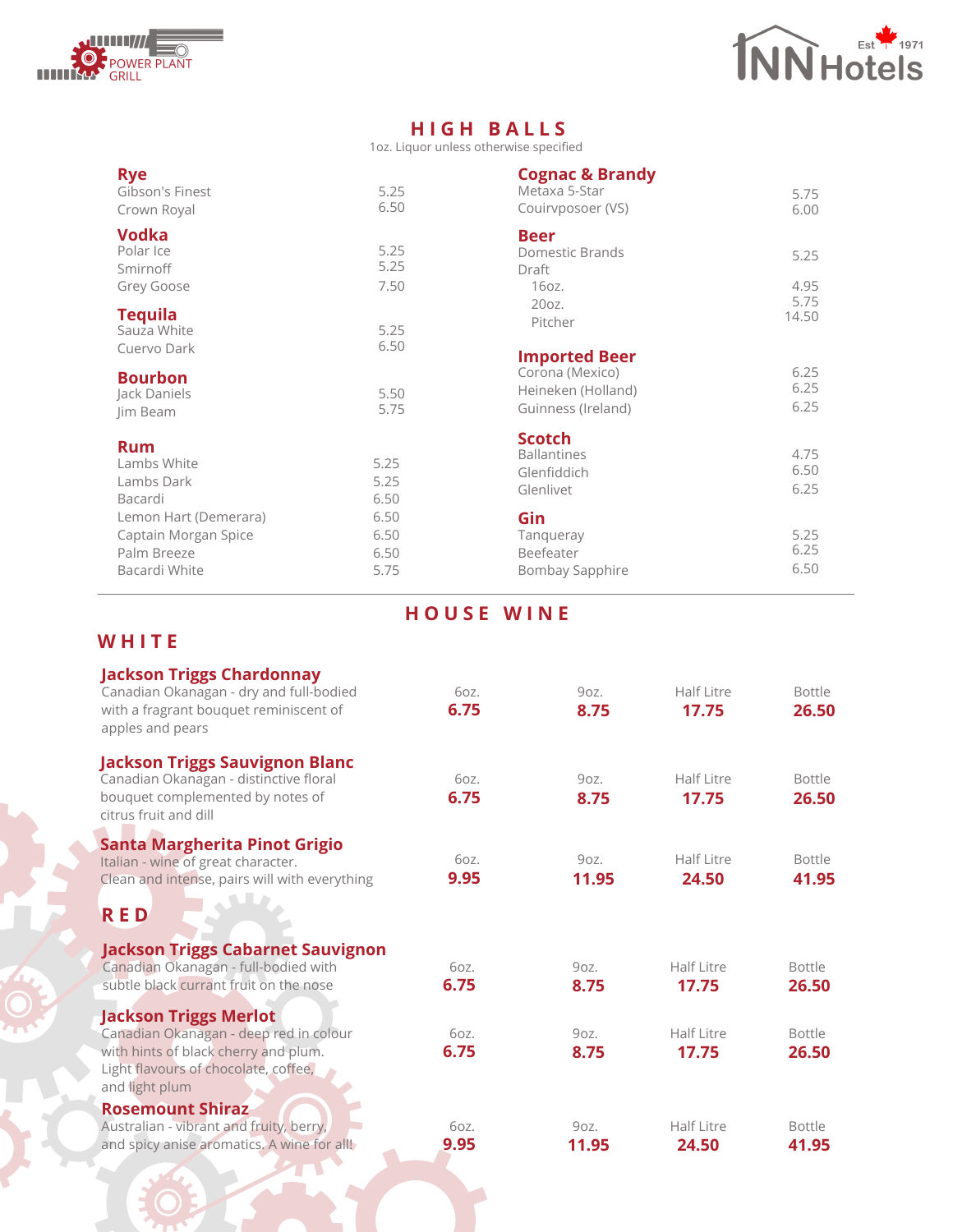POWER PLANT GRILL

INN Hotels Est 1971

# HIGH BALLS

1oz. Liquor unless otherwise specified

### Rye

| | |
|---|---|
| Gibson's Finest | 5.25 |
| Crown Royal | 6.50 |

### Vodka

| | |
|---|---|
| Polar Ice | 5.25 |
| Smirnoff | 5.25 |
| Grey Goose | 7.50 |

### Tequila

| | |
|---|---|
| Sauza White | 5.25 |
| Cuervo Dark | 6.50 |

### Bourbon

| | |
|---|---|
| Jack Daniels | 5.50 |
| Jim Beam | 5.75 |

### Rum

| | |
|---|---|
| Lambs White | 5.25 |
| Lambs Dark | 5.25 |
| Bacardi | 6.50 |
| Lemon Hart (Demerara) | 6.50 |
| Captain Morgan Spice | 6.50 |
| Palm Breeze | 6.50 |
| Bacardi White | 5.75 |

### Cognac & Brandy

| | |
|---|---|
| Metaxa 5-Star | 5.75 |
| Couirvposoer (VS) | 6.00 |

### Beer

| | |
|---|---|
| Domestic Brands | 5.25 |
| Draft | |
| 16oz. | 4.95 |
| 20oz. | 5.75 |
| Pitcher | 14.50 |

### Imported Beer

| | |
|---|---|
| Corona (Mexico) | 6.25 |
| Heineken (Holland) | 6.25 |
| Guinness (Ireland) | 6.25 |

### Scotch

| | |
|---|---|
| Ballantines | 4.75 |
| Glenfiddich | 6.50 |
| Glenlivet | 6.25 |

### Gin

| | |
|---|---|
| Tanqueray | 5.25 |
| Beefeater | 6.25 |
| Bombay Sapphire | 6.50 |

# HOUSE WINE

## WHITE

| | 6oz. | 9oz. | Half Litre | Bottle |
|---|---|---|---|---|
| **Jackson Triggs Chardonnay**<br>Canadian Okanagan - dry and full-bodied with a fragrant bouquet reminiscent of apples and pears | **6.75** | **8.75** | **17.75** | **26.50** |
| **Jackson Triggs Sauvignon Blanc**<br>Canadian Okanagan - distinctive floral bouquet complemented by notes of citrus fruit and dill | **6.75** | **8.75** | **17.75** | **26.50** |
| **Santa Margherita Pinot Grigio**<br>Italian - wine of great character. Clean and intense, pairs will with everything | **9.95** | **11.95** | **24.50** | **41.95** |

## RED

| | 6oz. | 9oz. | Half Litre | Bottle |
|---|---|---|---|---|
| **Jackson Triggs Cabarnet Sauvignon**<br>Canadian Okanagan - full-bodied with subtle black currant fruit on the nose | **6.75** | **8.75** | **17.75** | **26.50** |
| **Jackson Triggs Merlot**<br>Canadian Okanagan - deep red in colour with hints of black cherry and plum. Light flavours of chocolate, coffee, and light plum | **6.75** | **8.75** | **17.75** | **26.50** |
| **Rosemount Shiraz**<br>Australian - vibrant and fruity, berry, and spicy anise aromatics. A wine for all! | **9.95** | **11.95** | **24.50** | **41.95** |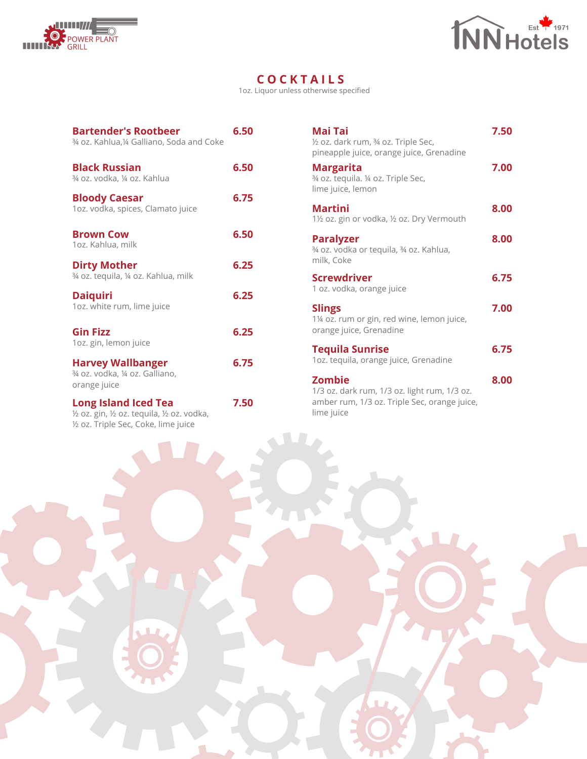POWER PLANT GRILL

INN Hotels Est 1971

## COCKTAILS

1oz. Liquor unless otherwise specified

**Bartender's Rootbeer** 6.50
¾ oz. Kahlua,¼ Galliano, Soda and Coke

**Black Russian** 6.50
¾ oz. vodka, ¼ oz. Kahlua

**Bloody Caesar** 6.75
1oz. vodka, spices, Clamato juice

**Brown Cow** 6.50
1oz. Kahlua, milk

**Dirty Mother** 6.25
¾ oz. tequila, ¼ oz. Kahlua, milk

**Daiquiri** 6.25
1oz. white rum, lime juice

**Gin Fizz** 6.25
1oz. gin, lemon juice

**Harvey Wallbanger** 6.75
¾ oz. vodka, ¼ oz. Galliano, orange juice

**Long Island Iced Tea** 7.50
½ oz. gin, ½ oz. tequila, ½ oz. vodka, ½ oz. Triple Sec, Coke, lime juice

**Mai Tai** 7.50
½ oz. dark rum, ¾ oz. Triple Sec, pineapple juice, orange juice, Grenadine

**Margarita** 7.00
¾ oz. tequila. ¼ oz. Triple Sec, lime juice, lemon

**Martini** 8.00
1½ oz. gin or vodka, ½ oz. Dry Vermouth

**Paralyzer** 8.00
¾ oz. vodka or tequila, ¾ oz. Kahlua, milk, Coke

**Screwdriver** 6.75
1 oz. vodka, orange juice

**Slings** 7.00
1¼ oz. rum or gin, red wine, lemon juice, orange juice, Grenadine

**Tequila Sunrise** 6.75
1oz. tequila, orange juice, Grenadine

**Zombie** 8.00
1/3 oz. dark rum, 1/3 oz. light rum, 1/3 oz. amber rum, 1/3 oz. Triple Sec, orange juice, lime juice